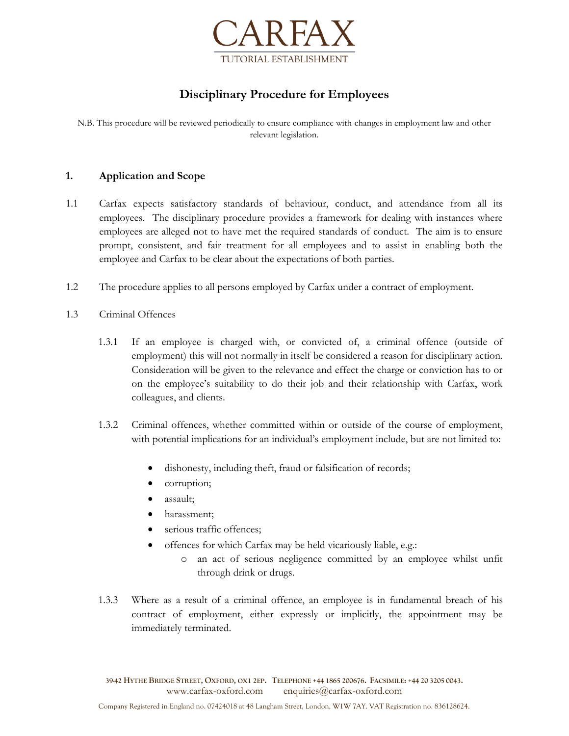# Disciplinary Procedure for Employees

N.B. This procedure will be reviewed periodically to ensure compliance with changes in employment law and other relevant legislation.

## 1. Application and Scope

1.1 Carfax expects satisfactory standards of behaviour, conduct, and attendance from all its employees. The disciplinary procedure provides a framework for dealing with instances where employees are alleged not to have met the required standards of conduct. The aim is to ensure prompt, consistent, and fair treatment for all employees and to assist in enabling both the employee and Carfax to be clear about the expectations of both parties.

1.2 The procedure applies to all persons employed by Carfax under a contract of employment.

1.3 Criminal Offences

1.3.1 If an employee is charged with, or convicted of, a criminal offence (outside of employment) this will not normally in itself be considered a reason for disciplinary action. Consideration will be given to the relevance and effect the charge or conviction has to or on the employee's suitability to do their job and their relationship with Carfax, work colleagues, and clients.

1.3.2 Criminal offences, whether committed within or outside of the course of employment, with potential implications for an individual's employment include, but are not limited to:

- dishonesty, including theft, fraud or falsification of records;
- corruption;
- assault;
- harassment;
- serious traffic offences;
- offences for which Carfax may be held vicariously liable, e.g.:
  - an act of serious negligence committed by an employee whilst unfit through drink or drugs.

1.3.3 Where as a result of a criminal offence, an employee is in fundamental breach of his contract of employment, either expressly or implicitly, the appointment may be immediately terminated.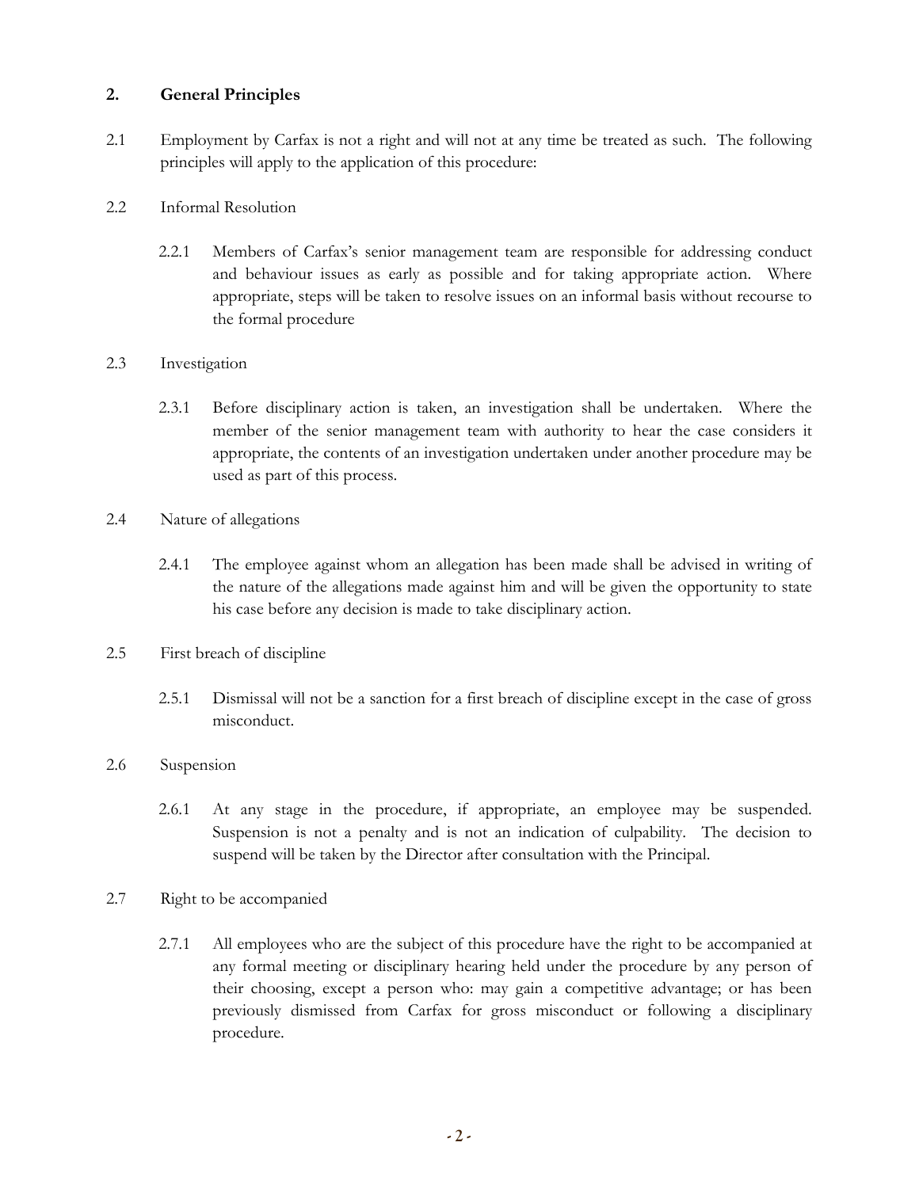## 2. General Principles

2.1 Employment by Carfax is not a right and will not at any time be treated as such. The following principles will apply to the application of this procedure:

2.2 Informal Resolution

2.2.1 Members of Carfax's senior management team are responsible for addressing conduct and behaviour issues as early as possible and for taking appropriate action. Where appropriate, steps will be taken to resolve issues on an informal basis without recourse to the formal procedure

2.3 Investigation

2.3.1 Before disciplinary action is taken, an investigation shall be undertaken. Where the member of the senior management team with authority to hear the case considers it appropriate, the contents of an investigation undertaken under another procedure may be used as part of this process.

2.4 Nature of allegations

2.4.1 The employee against whom an allegation has been made shall be advised in writing of the nature of the allegations made against him and will be given the opportunity to state his case before any decision is made to take disciplinary action.

2.5 First breach of discipline

2.5.1 Dismissal will not be a sanction for a first breach of discipline except in the case of gross misconduct.

2.6 Suspension

2.6.1 At any stage in the procedure, if appropriate, an employee may be suspended. Suspension is not a penalty and is not an indication of culpability. The decision to suspend will be taken by the Director after consultation with the Principal.

2.7 Right to be accompanied

2.7.1 All employees who are the subject of this procedure have the right to be accompanied at any formal meeting or disciplinary hearing held under the procedure by any person of their choosing, except a person who: may gain a competitive advantage; or has been previously dismissed from Carfax for gross misconduct or following a disciplinary procedure.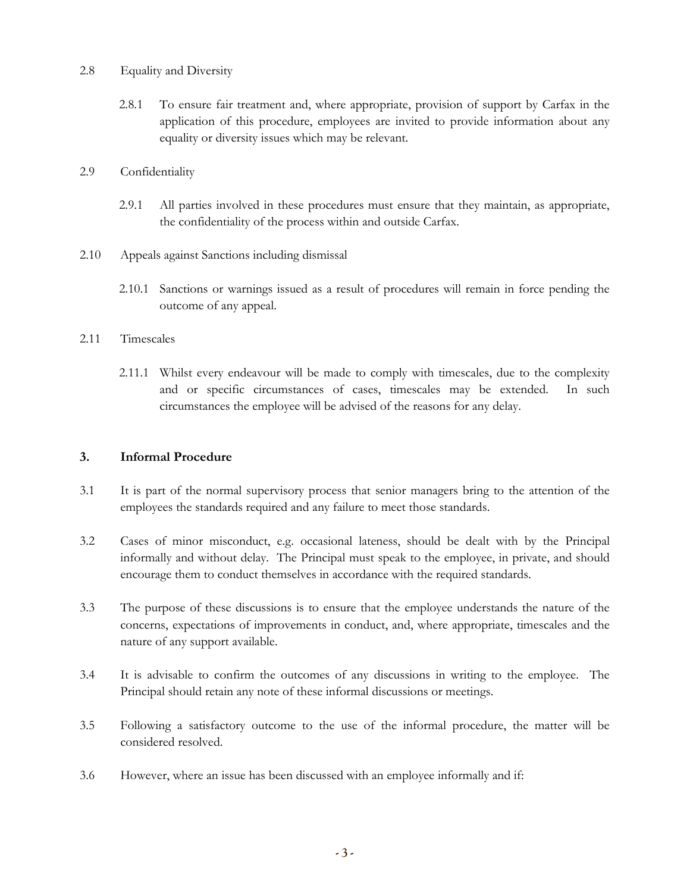2.8 Equality and Diversity

2.8.1 To ensure fair treatment and, where appropriate, provision of support by Carfax in the application of this procedure, employees are invited to provide information about any equality or diversity issues which may be relevant.

2.9 Confidentiality

2.9.1 All parties involved in these procedures must ensure that they maintain, as appropriate, the confidentiality of the process within and outside Carfax.

2.10 Appeals against Sanctions including dismissal

2.10.1 Sanctions or warnings issued as a result of procedures will remain in force pending the outcome of any appeal.

2.11 Timescales

2.11.1 Whilst every endeavour will be made to comply with timescales, due to the complexity and or specific circumstances of cases, timescales may be extended. In such circumstances the employee will be advised of the reasons for any delay.

## 3. Informal Procedure

3.1 It is part of the normal supervisory process that senior managers bring to the attention of the employees the standards required and any failure to meet those standards.

3.2 Cases of minor misconduct, e.g. occasional lateness, should be dealt with by the Principal informally and without delay. The Principal must speak to the employee, in private, and should encourage them to conduct themselves in accordance with the required standards.

3.3 The purpose of these discussions is to ensure that the employee understands the nature of the concerns, expectations of improvements in conduct, and, where appropriate, timescales and the nature of any support available.

3.4 It is advisable to confirm the outcomes of any discussions in writing to the employee. The Principal should retain any note of these informal discussions or meetings.

3.5 Following a satisfactory outcome to the use of the informal procedure, the matter will be considered resolved.

3.6 However, where an issue has been discussed with an employee informally and if: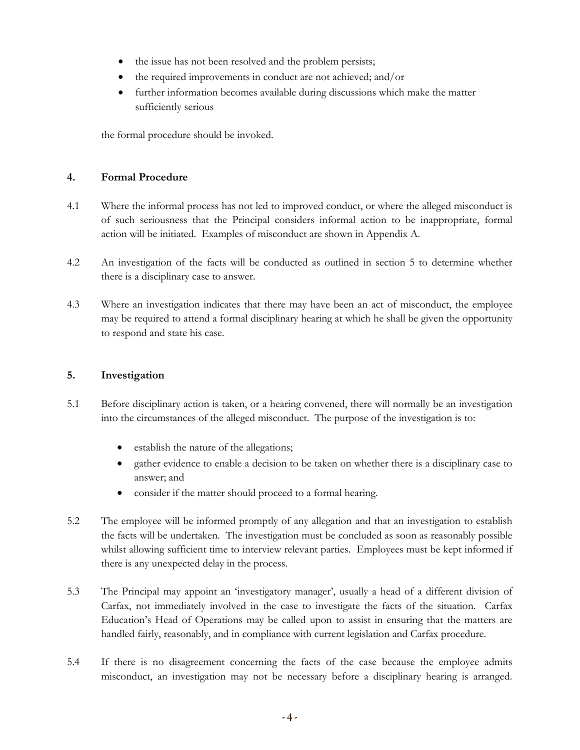- the issue has not been resolved and the problem persists;
- the required improvements in conduct are not achieved; and/or
- further information becomes available during discussions which make the matter sufficiently serious

the formal procedure should be invoked.

## 4. Formal Procedure

4.1 Where the informal process has not led to improved conduct, or where the alleged misconduct is of such seriousness that the Principal considers informal action to be inappropriate, formal action will be initiated. Examples of misconduct are shown in Appendix A.

4.2 An investigation of the facts will be conducted as outlined in section 5 to determine whether there is a disciplinary case to answer.

4.3 Where an investigation indicates that there may have been an act of misconduct, the employee may be required to attend a formal disciplinary hearing at which he shall be given the opportunity to respond and state his case.

## 5. Investigation

5.1 Before disciplinary action is taken, or a hearing convened, there will normally be an investigation into the circumstances of the alleged misconduct. The purpose of the investigation is to:

- establish the nature of the allegations;
- gather evidence to enable a decision to be taken on whether there is a disciplinary case to answer; and
- consider if the matter should proceed to a formal hearing.

5.2 The employee will be informed promptly of any allegation and that an investigation to establish the facts will be undertaken. The investigation must be concluded as soon as reasonably possible whilst allowing sufficient time to interview relevant parties. Employees must be kept informed if there is any unexpected delay in the process.

5.3 The Principal may appoint an 'investigatory manager', usually a head of a different division of Carfax, not immediately involved in the case to investigate the facts of the situation. Carfax Education's Head of Operations may be called upon to assist in ensuring that the matters are handled fairly, reasonably, and in compliance with current legislation and Carfax procedure.

5.4 If there is no disagreement concerning the facts of the case because the employee admits misconduct, an investigation may not be necessary before a disciplinary hearing is arranged.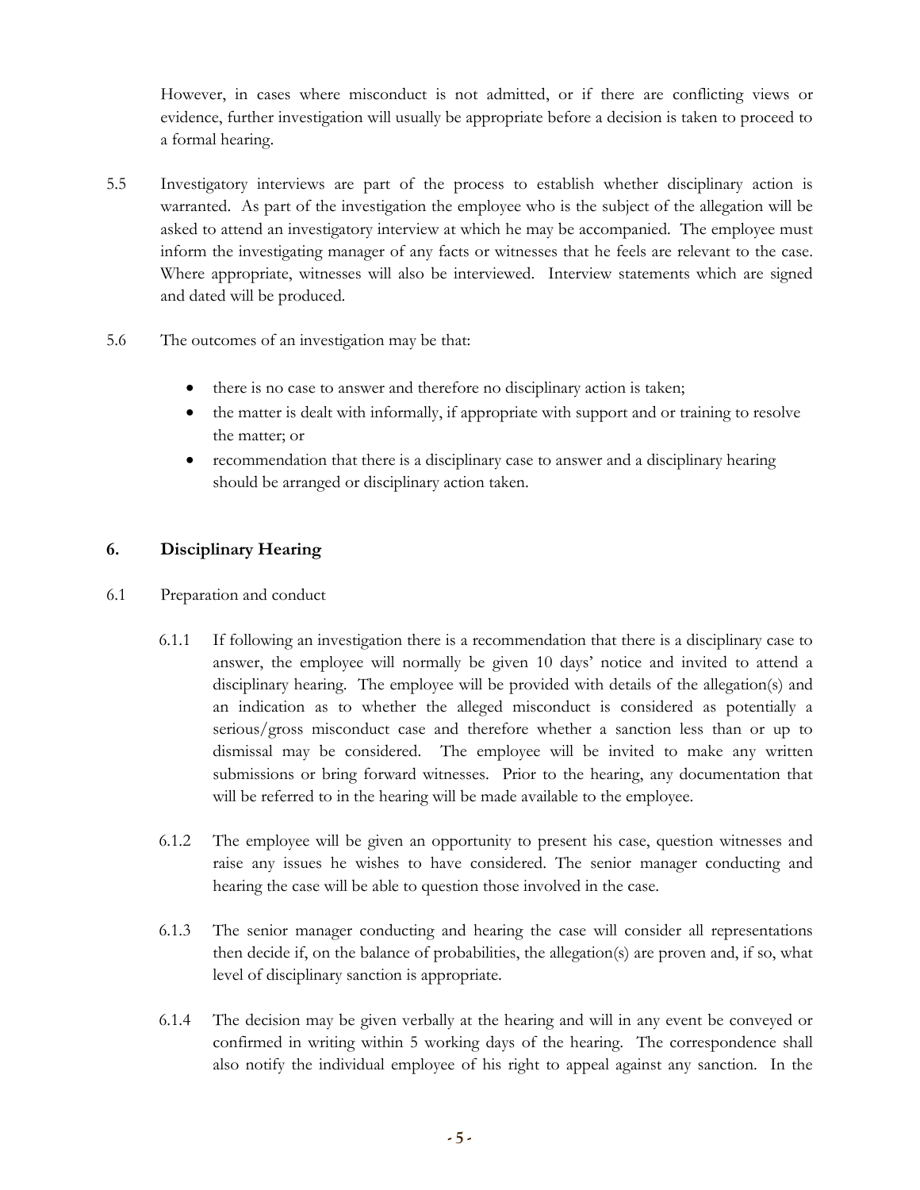However, in cases where misconduct is not admitted, or if there are conflicting views or evidence, further investigation will usually be appropriate before a decision is taken to proceed to a formal hearing.

5.5 Investigatory interviews are part of the process to establish whether disciplinary action is warranted. As part of the investigation the employee who is the subject of the allegation will be asked to attend an investigatory interview at which he may be accompanied. The employee must inform the investigating manager of any facts or witnesses that he feels are relevant to the case. Where appropriate, witnesses will also be interviewed. Interview statements which are signed and dated will be produced.

5.6 The outcomes of an investigation may be that:

- there is no case to answer and therefore no disciplinary action is taken;
- the matter is dealt with informally, if appropriate with support and or training to resolve the matter; or
- recommendation that there is a disciplinary case to answer and a disciplinary hearing should be arranged or disciplinary action taken.

## 6. Disciplinary Hearing

6.1 Preparation and conduct

6.1.1 If following an investigation there is a recommendation that there is a disciplinary case to answer, the employee will normally be given 10 days' notice and invited to attend a disciplinary hearing. The employee will be provided with details of the allegation(s) and an indication as to whether the alleged misconduct is considered as potentially a serious/gross misconduct case and therefore whether a sanction less than or up to dismissal may be considered. The employee will be invited to make any written submissions or bring forward witnesses. Prior to the hearing, any documentation that will be referred to in the hearing will be made available to the employee.

6.1.2 The employee will be given an opportunity to present his case, question witnesses and raise any issues he wishes to have considered. The senior manager conducting and hearing the case will be able to question those involved in the case.

6.1.3 The senior manager conducting and hearing the case will consider all representations then decide if, on the balance of probabilities, the allegation(s) are proven and, if so, what level of disciplinary sanction is appropriate.

6.1.4 The decision may be given verbally at the hearing and will in any event be conveyed or confirmed in writing within 5 working days of the hearing. The correspondence shall also notify the individual employee of his right to appeal against any sanction. In the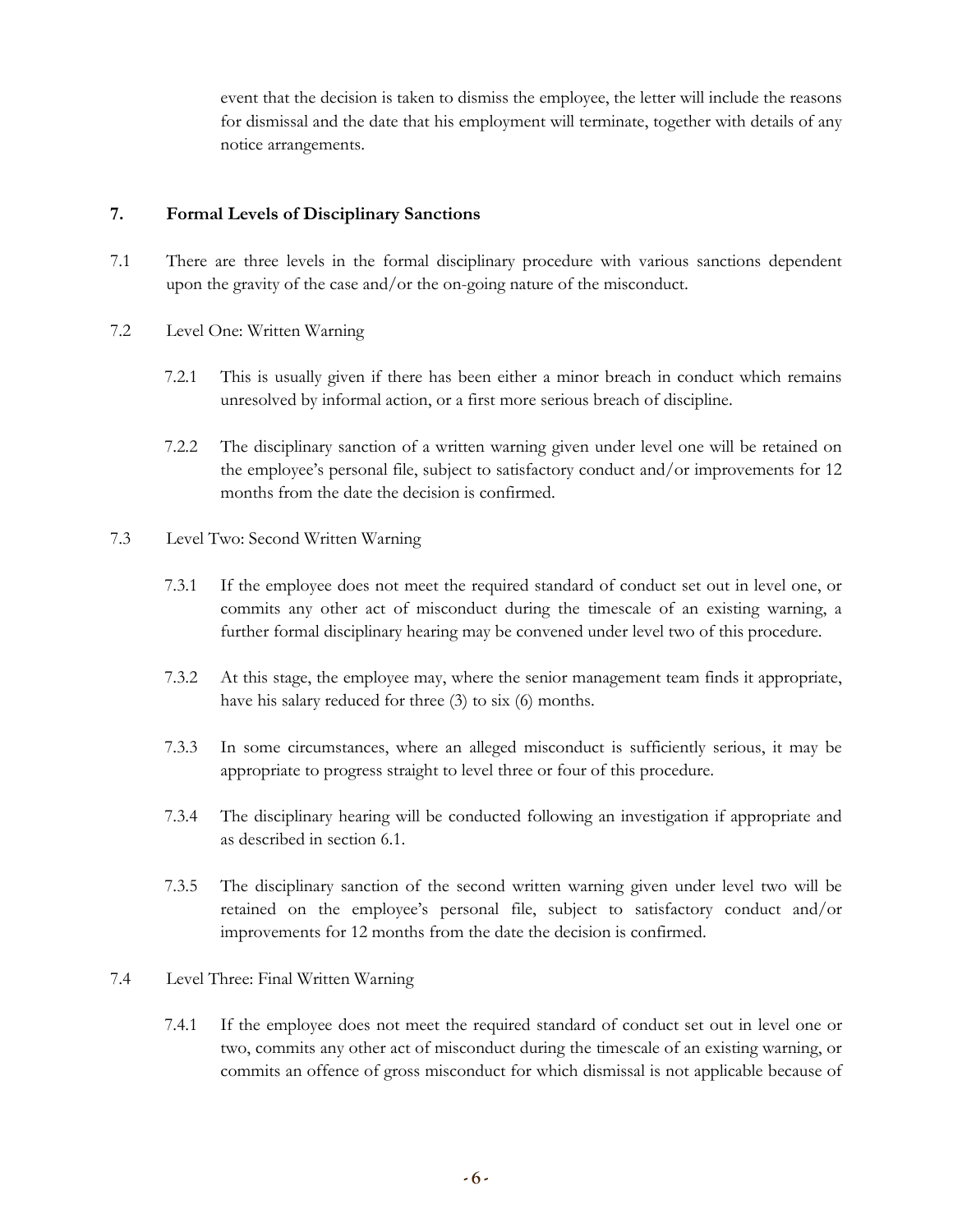event that the decision is taken to dismiss the employee, the letter will include the reasons for dismissal and the date that his employment will terminate, together with details of any notice arrangements.

## 7. Formal Levels of Disciplinary Sanctions

7.1 There are three levels in the formal disciplinary procedure with various sanctions dependent upon the gravity of the case and/or the on-going nature of the misconduct.

7.2 Level One: Written Warning

7.2.1 This is usually given if there has been either a minor breach in conduct which remains unresolved by informal action, or a first more serious breach of discipline.

7.2.2 The disciplinary sanction of a written warning given under level one will be retained on the employee's personal file, subject to satisfactory conduct and/or improvements for 12 months from the date the decision is confirmed.

7.3 Level Two: Second Written Warning

7.3.1 If the employee does not meet the required standard of conduct set out in level one, or commits any other act of misconduct during the timescale of an existing warning, a further formal disciplinary hearing may be convened under level two of this procedure.

7.3.2 At this stage, the employee may, where the senior management team finds it appropriate, have his salary reduced for three (3) to six (6) months.

7.3.3 In some circumstances, where an alleged misconduct is sufficiently serious, it may be appropriate to progress straight to level three or four of this procedure.

7.3.4 The disciplinary hearing will be conducted following an investigation if appropriate and as described in section 6.1.

7.3.5 The disciplinary sanction of the second written warning given under level two will be retained on the employee's personal file, subject to satisfactory conduct and/or improvements for 12 months from the date the decision is confirmed.

7.4 Level Three: Final Written Warning

7.4.1 If the employee does not meet the required standard of conduct set out in level one or two, commits any other act of misconduct during the timescale of an existing warning, or commits an offence of gross misconduct for which dismissal is not applicable because of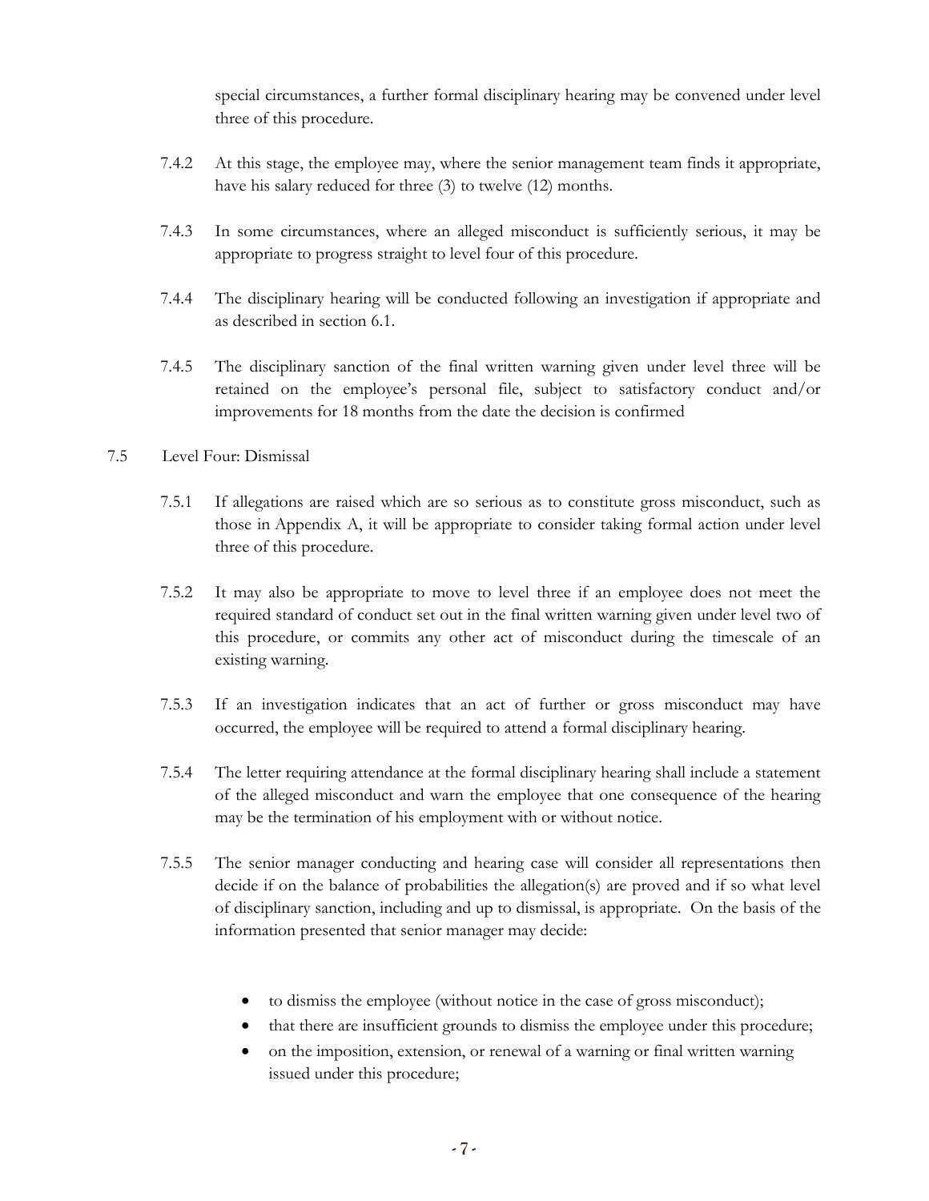special circumstances, a further formal disciplinary hearing may be convened under level three of this procedure.

7.4.2 At this stage, the employee may, where the senior management team finds it appropriate, have his salary reduced for three (3) to twelve (12) months.

7.4.3 In some circumstances, where an alleged misconduct is sufficiently serious, it may be appropriate to progress straight to level four of this procedure.

7.4.4 The disciplinary hearing will be conducted following an investigation if appropriate and as described in section 6.1.

7.4.5 The disciplinary sanction of the final written warning given under level three will be retained on the employee's personal file, subject to satisfactory conduct and/or improvements for 18 months from the date the decision is confirmed

7.5 Level Four: Dismissal

7.5.1 If allegations are raised which are so serious as to constitute gross misconduct, such as those in Appendix A, it will be appropriate to consider taking formal action under level three of this procedure.

7.5.2 It may also be appropriate to move to level three if an employee does not meet the required standard of conduct set out in the final written warning given under level two of this procedure, or commits any other act of misconduct during the timescale of an existing warning.

7.5.3 If an investigation indicates that an act of further or gross misconduct may have occurred, the employee will be required to attend a formal disciplinary hearing.

7.5.4 The letter requiring attendance at the formal disciplinary hearing shall include a statement of the alleged misconduct and warn the employee that one consequence of the hearing may be the termination of his employment with or without notice.

7.5.5 The senior manager conducting and hearing case will consider all representations then decide if on the balance of probabilities the allegation(s) are proved and if so what level of disciplinary sanction, including and up to dismissal, is appropriate. On the basis of the information presented that senior manager may decide:

- to dismiss the employee (without notice in the case of gross misconduct);
- that there are insufficient grounds to dismiss the employee under this procedure;
- on the imposition, extension, or renewal of a warning or final written warning issued under this procedure;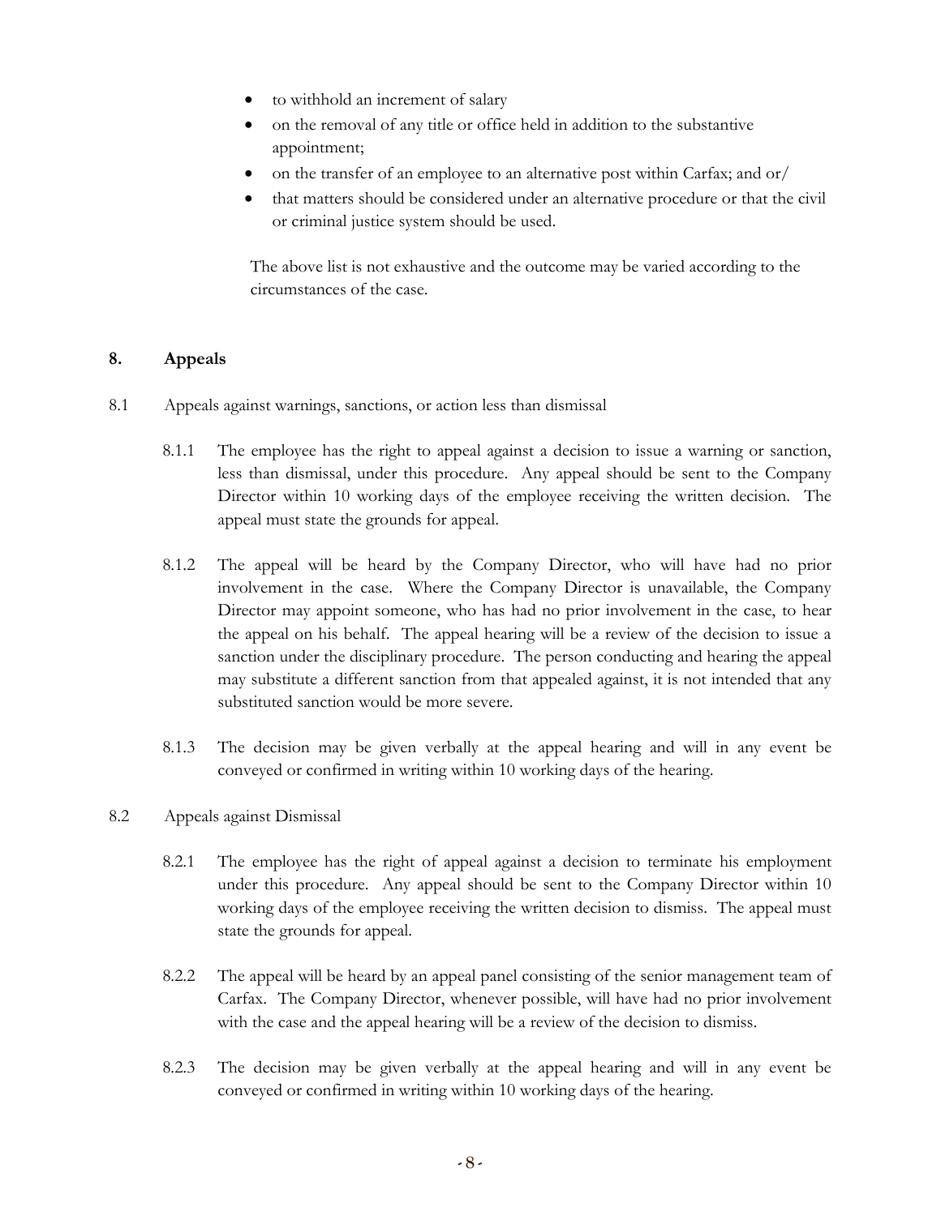- to withhold an increment of salary
- on the removal of any title or office held in addition to the substantive appointment;
- on the transfer of an employee to an alternative post within Carfax; and or/
- that matters should be considered under an alternative procedure or that the civil or criminal justice system should be used.

The above list is not exhaustive and the outcome may be varied according to the circumstances of the case.

## 8. Appeals

8.1 Appeals against warnings, sanctions, or action less than dismissal

8.1.1 The employee has the right to appeal against a decision to issue a warning or sanction, less than dismissal, under this procedure. Any appeal should be sent to the Company Director within 10 working days of the employee receiving the written decision. The appeal must state the grounds for appeal.

8.1.2 The appeal will be heard by the Company Director, who will have had no prior involvement in the case. Where the Company Director is unavailable, the Company Director may appoint someone, who has had no prior involvement in the case, to hear the appeal on his behalf. The appeal hearing will be a review of the decision to issue a sanction under the disciplinary procedure. The person conducting and hearing the appeal may substitute a different sanction from that appealed against, it is not intended that any substituted sanction would be more severe.

8.1.3 The decision may be given verbally at the appeal hearing and will in any event be conveyed or confirmed in writing within 10 working days of the hearing.

8.2 Appeals against Dismissal

8.2.1 The employee has the right of appeal against a decision to terminate his employment under this procedure. Any appeal should be sent to the Company Director within 10 working days of the employee receiving the written decision to dismiss. The appeal must state the grounds for appeal.

8.2.2 The appeal will be heard by an appeal panel consisting of the senior management team of Carfax. The Company Director, whenever possible, will have had no prior involvement with the case and the appeal hearing will be a review of the decision to dismiss.

8.2.3 The decision may be given verbally at the appeal hearing and will in any event be conveyed or confirmed in writing within 10 working days of the hearing.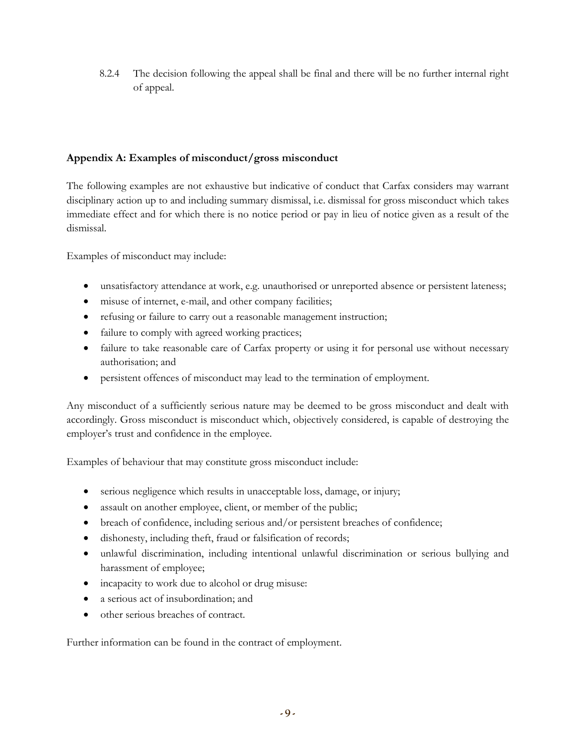8.2.4 The decision following the appeal shall be final and there will be no further internal right of appeal.

## Appendix A: Examples of misconduct/gross misconduct

The following examples are not exhaustive but indicative of conduct that Carfax considers may warrant disciplinary action up to and including summary dismissal, i.e. dismissal for gross misconduct which takes immediate effect and for which there is no notice period or pay in lieu of notice given as a result of the dismissal.

Examples of misconduct may include:

- unsatisfactory attendance at work, e.g. unauthorised or unreported absence or persistent lateness;
- misuse of internet, e-mail, and other company facilities;
- refusing or failure to carry out a reasonable management instruction;
- failure to comply with agreed working practices;
- failure to take reasonable care of Carfax property or using it for personal use without necessary authorisation; and
- persistent offences of misconduct may lead to the termination of employment.

Any misconduct of a sufficiently serious nature may be deemed to be gross misconduct and dealt with accordingly. Gross misconduct is misconduct which, objectively considered, is capable of destroying the employer's trust and confidence in the employee.

Examples of behaviour that may constitute gross misconduct include:

- serious negligence which results in unacceptable loss, damage, or injury;
- assault on another employee, client, or member of the public;
- breach of confidence, including serious and/or persistent breaches of confidence;
- dishonesty, including theft, fraud or falsification of records;
- unlawful discrimination, including intentional unlawful discrimination or serious bullying and harassment of employee;
- incapacity to work due to alcohol or drug misuse:
- a serious act of insubordination; and
- other serious breaches of contract.

Further information can be found in the contract of employment.